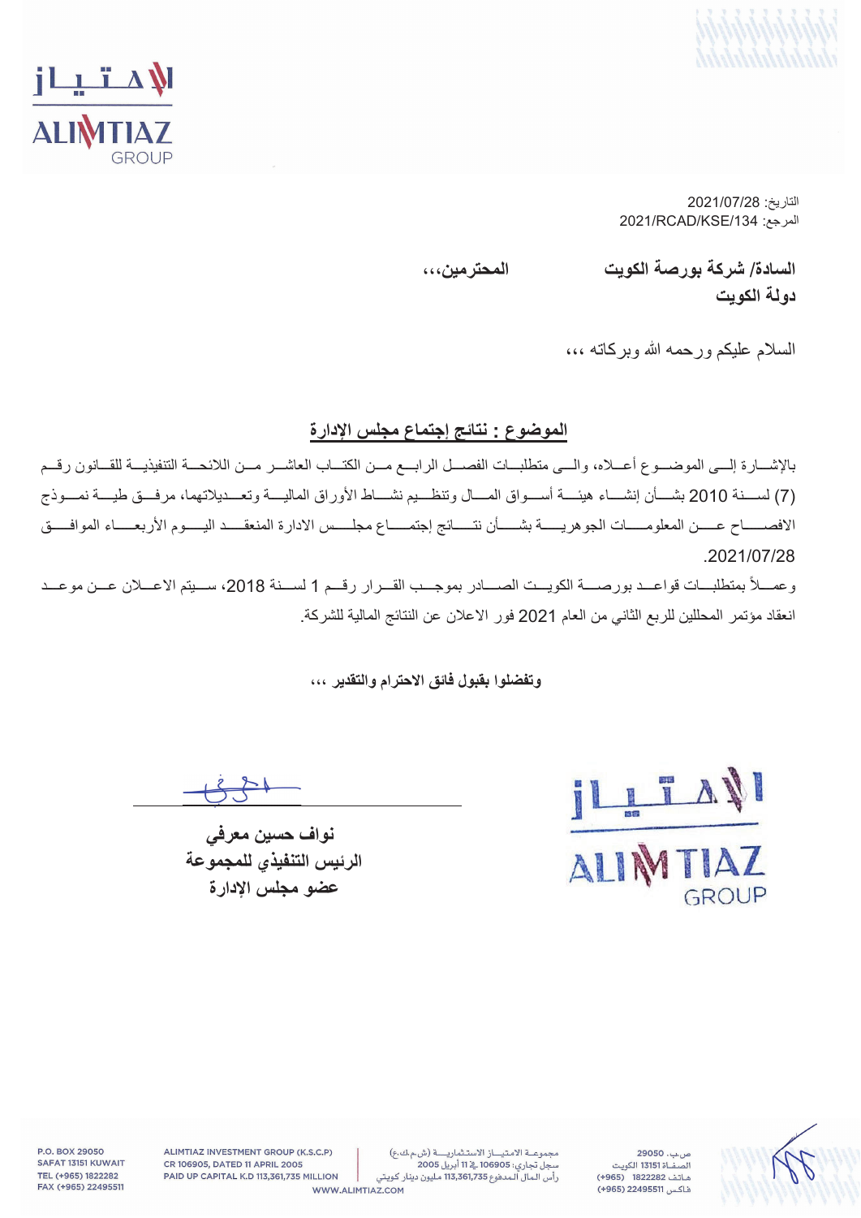التاريخ: 2021/07/28
المرجع: 2021/RCAD/KSE/134

**السادة/ شركة بورصة الكويت** **المحترمين،،،**
**دولة الكويت**

السلام عليكم ورحمه الله وبركاته ،،،

**الموضوع : نتائج إجتماع مجلس الإدارة**

بالإشارة إلى الموضوع أعلاه، والى متطلبات الفصل الرابع من الكتاب العاشر من اللائحة التنفيذية للقانون رقم (7) لسنة 2010 بشأن إنشاء هيئة أسواق المال وتنظيم نشاط الأوراق المالية وتعديلاتهما، مرفق طية نموذج الافصاح عن المعلومات الجوهرية بشأن نتائج إجتماع مجلس الادارة المنعقد اليوم الأربعاء الموافق 2021/07/28.

وعملاً بمتطلبات قواعد بورصة الكويت الصادر بموجب القرار رقم 1 لسنة 2018، سيتم الاعلان عن موعد انعقاد مؤتمر المحللين للربع الثاني من العام 2021 فور الاعلان عن النتائج المالية للشركة.

**وتفضلوا بقبول فائق الاحترام والتقدير ،،،**

**نواف حسين معرفي**
**الرئيس التنفيذي للمجموعة**
**عضو مجلس الإدارة**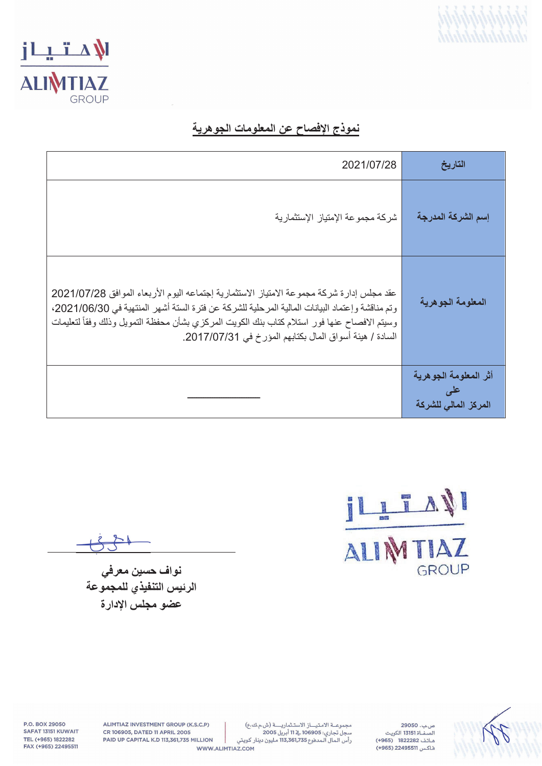## نموذج الإفصاح عن المعلومات الجوهرية

| التاريخ | 2021/07/28 |
|---|---|
| إسم الشركة المدرجة | شركة مجموعة الإمتياز الإستثمارية |
| المعلومة الجوهرية | عقد مجلس إدارة شركة مجموعة الامتياز الاستثمارية إجتماعه اليوم الأربعاء الموافق 2021/07/28 وتم مناقشة وإعتماد البيانات المالية المرحلية للشركة عن فترة الستة أشهر المنتهية في 2021/06/30، وسيتم الافصاح عنها فور استلام كتاب بنك الكويت المركزي بشأن محفظة التمويل وذلك وفقاً لتعليمات السادة / هيئة أسواق المال بكتابهم المؤرخ في 2017/07/31. |
| أثر المعلومة الجوهرية على المركز المالي للشركة | ________ |

**نواف حسين معرفي**
**الرئيس التنفيذي للمجموعة**
**عضو مجلس الإدارة**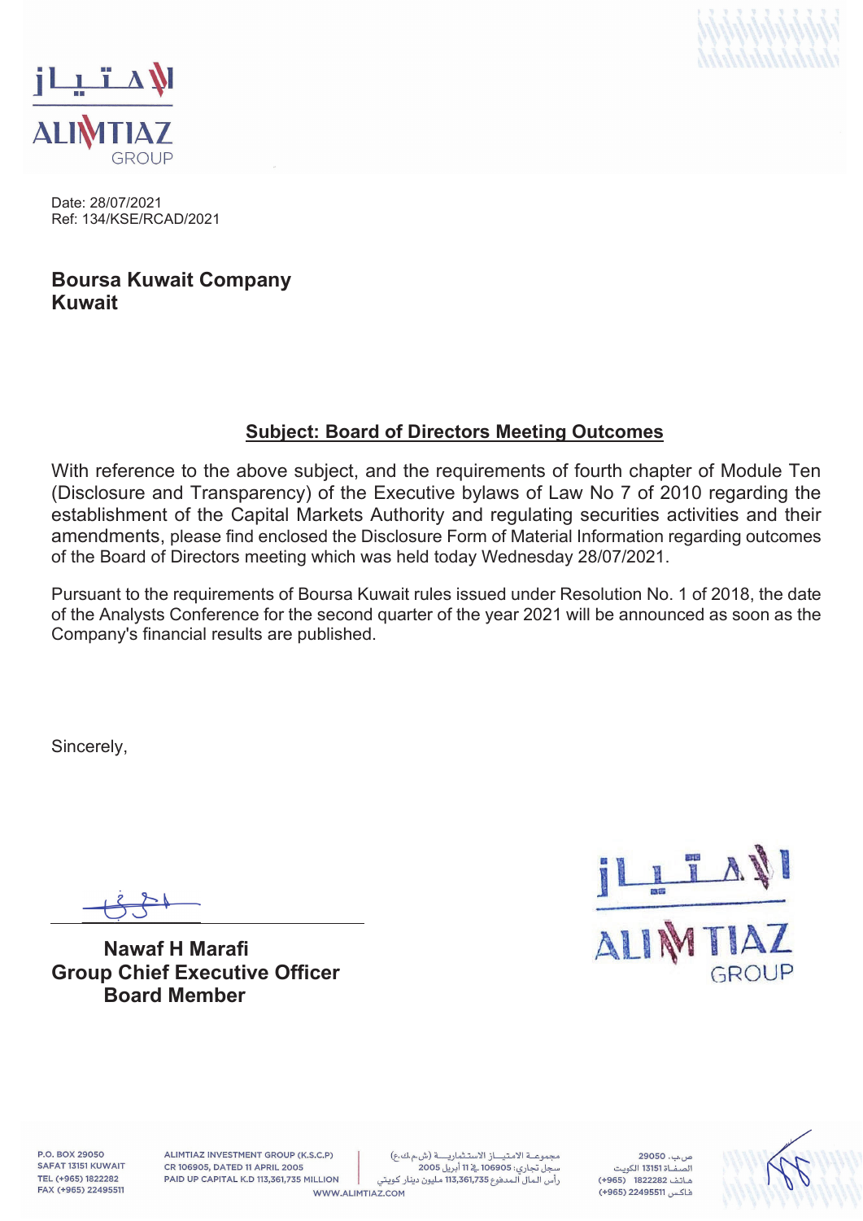Date: 28/07/2021
Ref: 134/KSE/RCAD/2021

**Boursa Kuwait Company**
**Kuwait**

**Subject: Board of Directors Meeting Outcomes**

With reference to the above subject, and the requirements of fourth chapter of Module Ten (Disclosure and Transparency) of the Executive bylaws of Law No 7 of 2010 regarding the establishment of the Capital Markets Authority and regulating securities activities and their amendments, please find enclosed the Disclosure Form of Material Information regarding outcomes of the Board of Directors meeting which was held today Wednesday 28/07/2021.

Pursuant to the requirements of Boursa Kuwait rules issued under Resolution No. 1 of 2018, the date of the Analysts Conference for the second quarter of the year 2021 will be announced as soon as the Company's financial results are published.

Sincerely,

**Nawaf H Marafi**
**Group Chief Executive Officer**
**Board Member**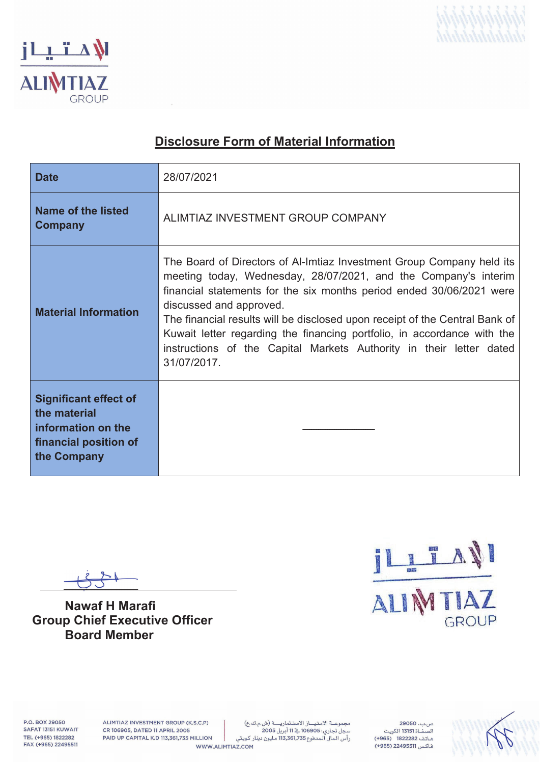# Disclosure Form of Material Information

| | |
|---|---|
| **Date** | 28/07/2021 |
| **Name of the listed Company** | ALIMTIAZ INVESTMENT GROUP COMPANY |
| **Material Information** | The Board of Directors of Al-Imtiaz Investment Group Company held its meeting today, Wednesday, 28/07/2021, and the Company's interim financial statements for the six months period ended 30/06/2021 were discussed and approved.<br>The financial results will be disclosed upon receipt of the Central Bank of Kuwait letter regarding the financing portfolio, in accordance with the instructions of the Capital Markets Authority in their letter dated 31/07/2017. |
| **Significant effect of the material information on the financial position of the Company** | ___________ |

**Nawaf H Marafi**
**Group Chief Executive Officer**
**Board Member**

P.O. BOX 29050
SAFAT 13151 KUWAIT
TEL (+965) 1822282
FAX (+965) 22495511

ALIMTIAZ INVESTMENT GROUP (K.S.C.P)
CR 106905, DATED 11 APRIL 2005
PAID UP CAPITAL K.D 113,361,735 MILLION

مجموعة الامتياز الاستثمارية (ش.م.ك.ع)
سجل تجاري: 106905 في 11 أبريل 2005
رأس المال المدفوع 113,361,735 مليون دينار كويتي

WWW.ALIMTIAZ.COM

ص.ب. 29050
الصفاة 13151 الكويت
هاتف 1822282 (+965)
فاكس 22495511 (+965)